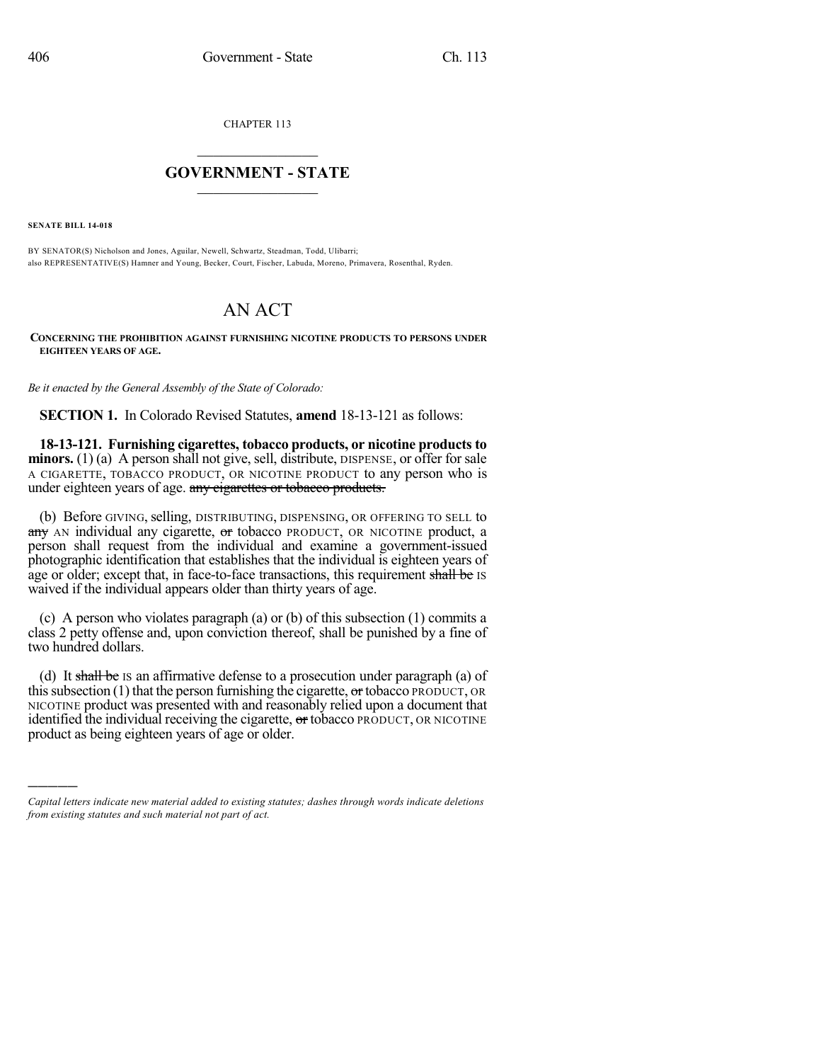CHAPTER 113

# GOVERNMENT - STATE

**SENATE BILL 14-018**

BY SENATOR(S) Nicholson and Jones, Aguilar, Newell, Schwartz, Steadman, Todd, Ulibarri;
also REPRESENTATIVE(S) Hamner and Young, Becker, Court, Fischer, Labuda, Moreno, Primavera, Rosenthal, Ryden.

# AN ACT

**CONCERNING THE PROHIBITION AGAINST FURNISHING NICOTINE PRODUCTS TO PERSONS UNDER EIGHTEEN YEARS OF AGE.**

*Be it enacted by the General Assembly of the State of Colorado:*

**SECTION 1.** In Colorado Revised Statutes, **amend** 18-13-121 as follows:

**18-13-121. Furnishing cigarettes, tobacco products, or nicotine products to minors.** (1) (a) A person shall not give, sell, distribute, DISPENSE, or offer for sale A CIGARETTE, TOBACCO PRODUCT, OR NICOTINE PRODUCT to any person who is under eighteen years of age. ~~any cigarettes or tobacco products.~~

(b) Before GIVING, selling, DISTRIBUTING, DISPENSING, OR OFFERING TO SELL to ~~any~~ AN individual any cigarette, ~~or~~ tobacco PRODUCT, OR NICOTINE product, a person shall request from the individual and examine a government-issued photographic identification that establishes that the individual is eighteen years of age or older; except that, in face-to-face transactions, this requirement ~~shall be~~ IS waived if the individual appears older than thirty years of age.

(c) A person who violates paragraph (a) or (b) of this subsection (1) commits a class 2 petty offense and, upon conviction thereof, shall be punished by a fine of two hundred dollars.

(d) It ~~shall be~~ IS an affirmative defense to a prosecution under paragraph (a) of this subsection (1) that the person furnishing the cigarette, ~~or~~ tobacco PRODUCT, OR NICOTINE product was presented with and reasonably relied upon a document that identified the individual receiving the cigarette, ~~or~~ tobacco PRODUCT, OR NICOTINE product as being eighteen years of age or older.

*Capital letters indicate new material added to existing statutes; dashes through words indicate deletions from existing statutes and such material not part of act.*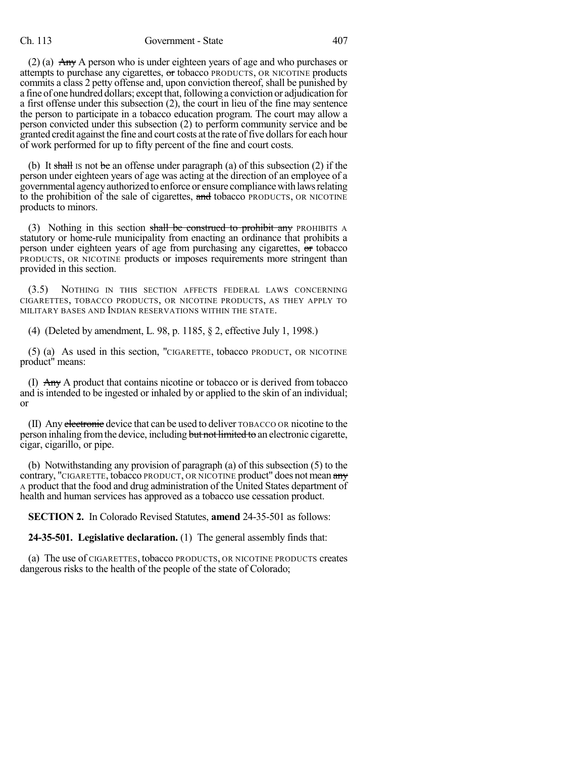(2) (a) ~~Any~~ A person who is under eighteen years of age and who purchases or attempts to purchase any cigarettes, ~~or~~ tobacco PRODUCTS, OR NICOTINE products commits a class 2 petty offense and, upon conviction thereof, shall be punished by a fine of one hundred dollars; except that, following a conviction or adjudication for a first offense under this subsection (2), the court in lieu of the fine may sentence the person to participate in a tobacco education program. The court may allow a person convicted under this subsection (2) to perform community service and be granted credit against the fine and court costs at the rate of five dollars for each hour of work performed for up to fifty percent of the fine and court costs.

(b) It ~~shall~~ IS not ~~be~~ an offense under paragraph (a) of this subsection (2) if the person under eighteen years of age was acting at the direction of an employee of a governmental agency authorized to enforce or ensure compliance with laws relating to the prohibition of the sale of cigarettes, ~~and~~ tobacco PRODUCTS, OR NICOTINE products to minors.

(3) Nothing in this section ~~shall be construed to prohibit any~~ PROHIBITS A statutory or home-rule municipality from enacting an ordinance that prohibits a person under eighteen years of age from purchasing any cigarettes, ~~or~~ tobacco PRODUCTS, OR NICOTINE products or imposes requirements more stringent than provided in this section.

(3.5) NOTHING IN THIS SECTION AFFECTS FEDERAL LAWS CONCERNING CIGARETTES, TOBACCO PRODUCTS, OR NICOTINE PRODUCTS, AS THEY APPLY TO MILITARY BASES AND INDIAN RESERVATIONS WITHIN THE STATE.

(4) (Deleted by amendment, L. 98, p. 1185, § 2, effective July 1, 1998.)

(5) (a) As used in this section, "CIGARETTE, tobacco PRODUCT, OR NICOTINE product" means:

(I) ~~Any~~ A product that contains nicotine or tobacco or is derived from tobacco and is intended to be ingested or inhaled by or applied to the skin of an individual; or

(II) Any ~~electronic~~ device that can be used to deliver TOBACCO OR nicotine to the person inhaling from the device, including ~~but not limited to~~ an electronic cigarette, cigar, cigarillo, or pipe.

(b) Notwithstanding any provision of paragraph (a) of this subsection (5) to the contrary, "CIGARETTE, tobacco PRODUCT, OR NICOTINE product" does not mean ~~any~~ A product that the food and drug administration of the United States department of health and human services has approved as a tobacco use cessation product.

**SECTION 2.** In Colorado Revised Statutes, **amend** 24-35-501 as follows:

**24-35-501. Legislative declaration.** (1) The general assembly finds that:

(a) The use of CIGARETTES, tobacco products, OR NICOTINE PRODUCTS creates dangerous risks to the health of the people of the state of Colorado;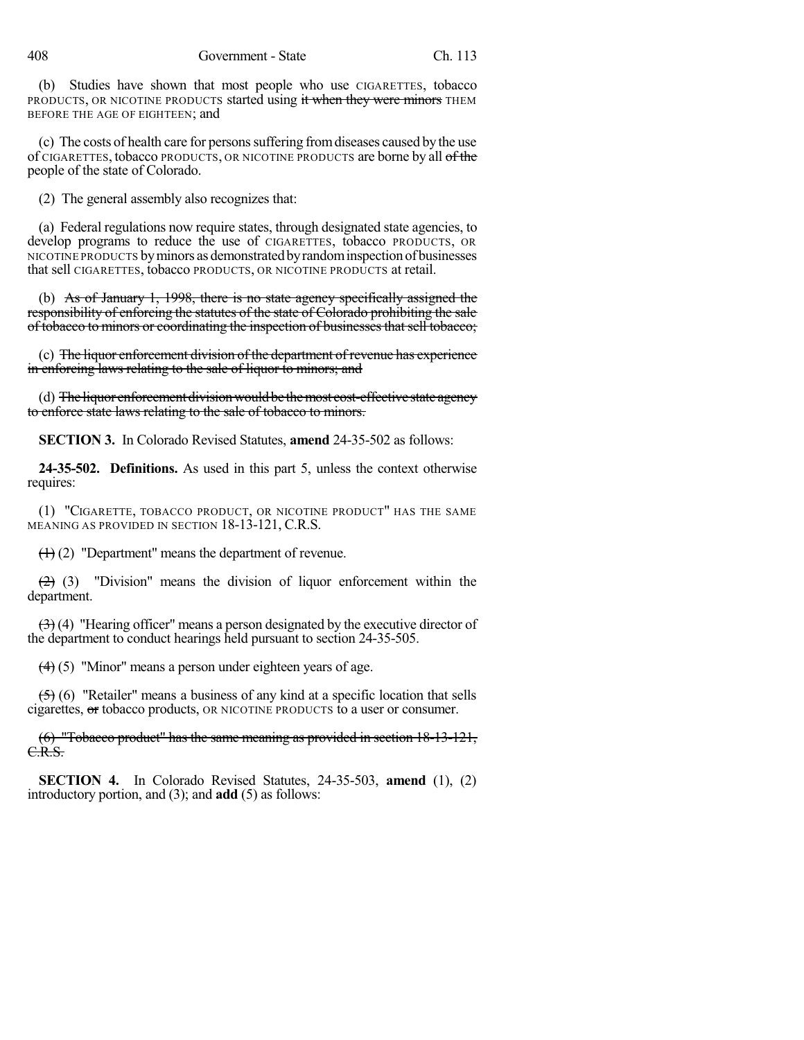(b) Studies have shown that most people who use CIGARETTES, tobacco PRODUCTS, OR NICOTINE PRODUCTS started using ~~it when they were minors~~ THEM BEFORE THE AGE OF EIGHTEEN; and

(c) The costs of health care for persons suffering from diseases caused by the use of CIGARETTES, tobacco PRODUCTS, OR NICOTINE PRODUCTS are borne by all ~~of the~~ people of the state of Colorado.

(2) The general assembly also recognizes that:

(a) Federal regulations now require states, through designated state agencies, to develop programs to reduce the use of CIGARETTES, tobacco PRODUCTS, OR NICOTINE PRODUCTS by minors as demonstrated by random inspection of businesses that sell CIGARETTES, tobacco PRODUCTS, OR NICOTINE PRODUCTS at retail.

(b) ~~As of January 1, 1998, there is no state agency specifically assigned the responsibility of enforcing the statutes of the state of Colorado prohibiting the sale of tobacco to minors or coordinating the inspection of businesses that sell tobacco;~~

(c) ~~The liquor enforcement division of the department of revenue has experience in enforcing laws relating to the sale of liquor to minors; and~~

(d) ~~The liquor enforcement division would be the most cost-effective state agency to enforce state laws relating to the sale of tobacco to minors.~~

**SECTION 3.** In Colorado Revised Statutes, **amend** 24-35-502 as follows:

**24-35-502. Definitions.** As used in this part 5, unless the context otherwise requires:

(1) "CIGARETTE, TOBACCO PRODUCT, OR NICOTINE PRODUCT" HAS THE SAME MEANING AS PROVIDED IN SECTION 18-13-121, C.R.S.

~~(1)~~ (2) "Department" means the department of revenue.

~~(2)~~ (3) "Division" means the division of liquor enforcement within the department.

~~(3)~~ (4) "Hearing officer" means a person designated by the executive director of the department to conduct hearings held pursuant to section 24-35-505.

~~(4)~~ (5) "Minor" means a person under eighteen years of age.

~~(5)~~ (6) "Retailer" means a business of any kind at a specific location that sells cigarettes, ~~or~~ tobacco products, OR NICOTINE PRODUCTS to a user or consumer.

~~(6) "Tobacco product" has the same meaning as provided in section 18-13-121, C.R.S.~~

**SECTION 4.** In Colorado Revised Statutes, 24-35-503, **amend** (1), (2) introductory portion, and (3); and **add** (5) as follows: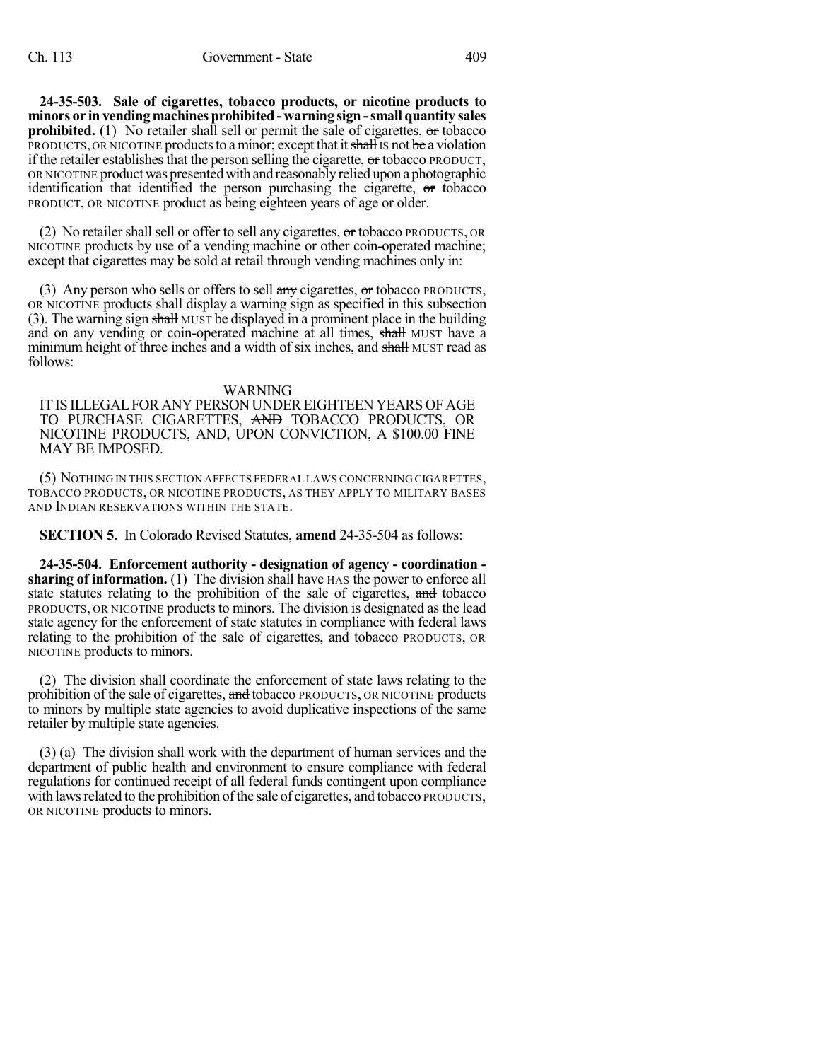**24-35-503. Sale of cigarettes, tobacco products, or nicotine products to minors or in vending machines prohibited - warning sign - small quantity sales prohibited.** (1) No retailer shall sell or permit the sale of cigarettes, ~~or~~ tobacco PRODUCTS, OR NICOTINE products to a minor; except that it ~~shall~~ IS not ~~be~~ a violation if the retailer establishes that the person selling the cigarette, ~~or~~ tobacco PRODUCT, OR NICOTINE product was presented with and reasonably relied upon a photographic identification that identified the person purchasing the cigarette, ~~or~~ tobacco PRODUCT, OR NICOTINE product as being eighteen years of age or older.

(2) No retailer shall sell or offer to sell any cigarettes, ~~or~~ tobacco PRODUCTS, OR NICOTINE products by use of a vending machine or other coin-operated machine; except that cigarettes may be sold at retail through vending machines only in:

(3) Any person who sells or offers to sell ~~any~~ cigarettes, ~~or~~ tobacco PRODUCTS, OR NICOTINE products shall display a warning sign as specified in this subsection (3). The warning sign ~~shall~~ MUST be displayed in a prominent place in the building and on any vending or coin-operated machine at all times, ~~shall~~ MUST have a minimum height of three inches and a width of six inches, and ~~shall~~ MUST read as follows:

WARNING
IT IS ILLEGAL FOR ANY PERSON UNDER EIGHTEEN YEARS OF AGE TO PURCHASE CIGARETTES, ~~AND~~ TOBACCO PRODUCTS, OR NICOTINE PRODUCTS, AND, UPON CONVICTION, A $100.00 FINE MAY BE IMPOSED.

(5) NOTHING IN THIS SECTION AFFECTS FEDERAL LAWS CONCERNING CIGARETTES, TOBACCO PRODUCTS, OR NICOTINE PRODUCTS, AS THEY APPLY TO MILITARY BASES AND INDIAN RESERVATIONS WITHIN THE STATE.

**SECTION 5.** In Colorado Revised Statutes, **amend** 24-35-504 as follows:

**24-35-504. Enforcement authority - designation of agency - coordination - sharing of information.** (1) The division ~~shall have~~ HAS the power to enforce all state statutes relating to the prohibition of the sale of cigarettes, ~~and~~ tobacco PRODUCTS, OR NICOTINE products to minors. The division is designated as the lead state agency for the enforcement of state statutes in compliance with federal laws relating to the prohibition of the sale of cigarettes, ~~and~~ tobacco PRODUCTS, OR NICOTINE products to minors.

(2) The division shall coordinate the enforcement of state laws relating to the prohibition of the sale of cigarettes, ~~and~~ tobacco PRODUCTS, OR NICOTINE products to minors by multiple state agencies to avoid duplicative inspections of the same retailer by multiple state agencies.

(3) (a) The division shall work with the department of human services and the department of public health and environment to ensure compliance with federal regulations for continued receipt of all federal funds contingent upon compliance with laws related to the prohibition of the sale of cigarettes, ~~and~~ tobacco PRODUCTS, OR NICOTINE products to minors.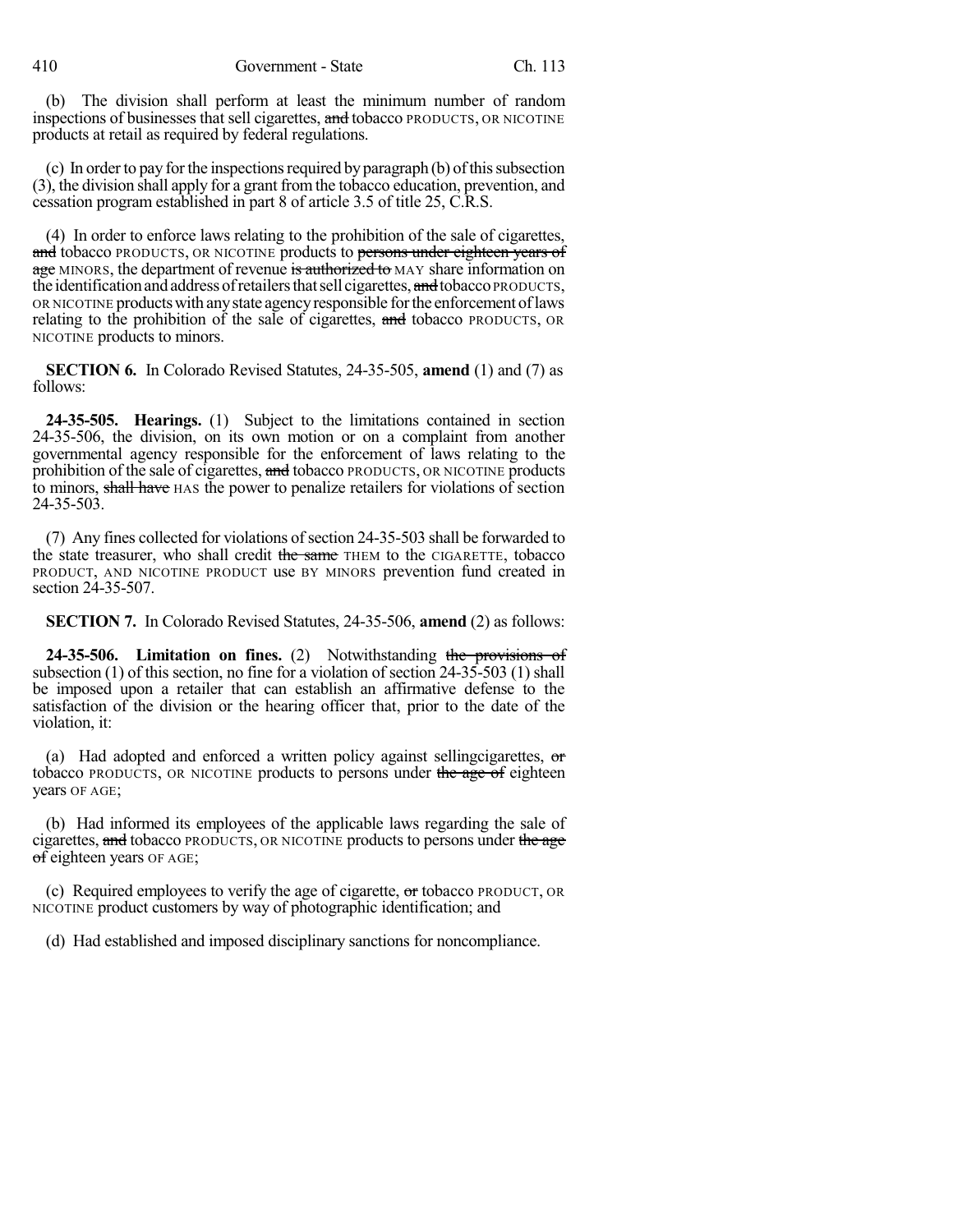(b) The division shall perform at least the minimum number of random inspections of businesses that sell cigarettes, ~~and~~ tobacco PRODUCTS, OR NICOTINE products at retail as required by federal regulations.

(c) In order to pay for the inspections required by paragraph (b) of this subsection (3), the division shall apply for a grant from the tobacco education, prevention, and cessation program established in part 8 of article 3.5 of title 25, C.R.S.

(4) In order to enforce laws relating to the prohibition of the sale of cigarettes, ~~and~~ tobacco PRODUCTS, OR NICOTINE products to ~~persons under eighteen years of age~~ MINORS, the department of revenue ~~is authorized to~~ MAY share information on the identification and address of retailers that sell cigarettes, ~~and~~ tobacco PRODUCTS, OR NICOTINE products with any state agency responsible for the enforcement of laws relating to the prohibition of the sale of cigarettes, ~~and~~ tobacco PRODUCTS, OR NICOTINE products to minors.

**SECTION 6.** In Colorado Revised Statutes, 24-35-505, **amend** (1) and (7) as follows:

**24-35-505. Hearings.** (1) Subject to the limitations contained in section 24-35-506, the division, on its own motion or on a complaint from another governmental agency responsible for the enforcement of laws relating to the prohibition of the sale of cigarettes, ~~and~~ tobacco PRODUCTS, OR NICOTINE products to minors, ~~shall have~~ HAS the power to penalize retailers for violations of section 24-35-503.

(7) Any fines collected for violations of section 24-35-503 shall be forwarded to the state treasurer, who shall credit ~~the same~~ THEM to the CIGARETTE, tobacco PRODUCT, AND NICOTINE PRODUCT use BY MINORS prevention fund created in section 24-35-507.

**SECTION 7.** In Colorado Revised Statutes, 24-35-506, **amend** (2) as follows:

**24-35-506. Limitation on fines.** (2) Notwithstanding ~~the provisions of~~ subsection (1) of this section, no fine for a violation of section 24-35-503 (1) shall be imposed upon a retailer that can establish an affirmative defense to the satisfaction of the division or the hearing officer that, prior to the date of the violation, it:

(a) Had adopted and enforced a written policy against sellingcigarettes, ~~or~~ tobacco PRODUCTS, OR NICOTINE products to persons under ~~the age of~~ eighteen years OF AGE;

(b) Had informed its employees of the applicable laws regarding the sale of cigarettes, ~~and~~ tobacco PRODUCTS, OR NICOTINE products to persons under ~~the age of~~ eighteen years OF AGE;

(c) Required employees to verify the age of cigarette, ~~or~~ tobacco PRODUCT, OR NICOTINE product customers by way of photographic identification; and

(d) Had established and imposed disciplinary sanctions for noncompliance.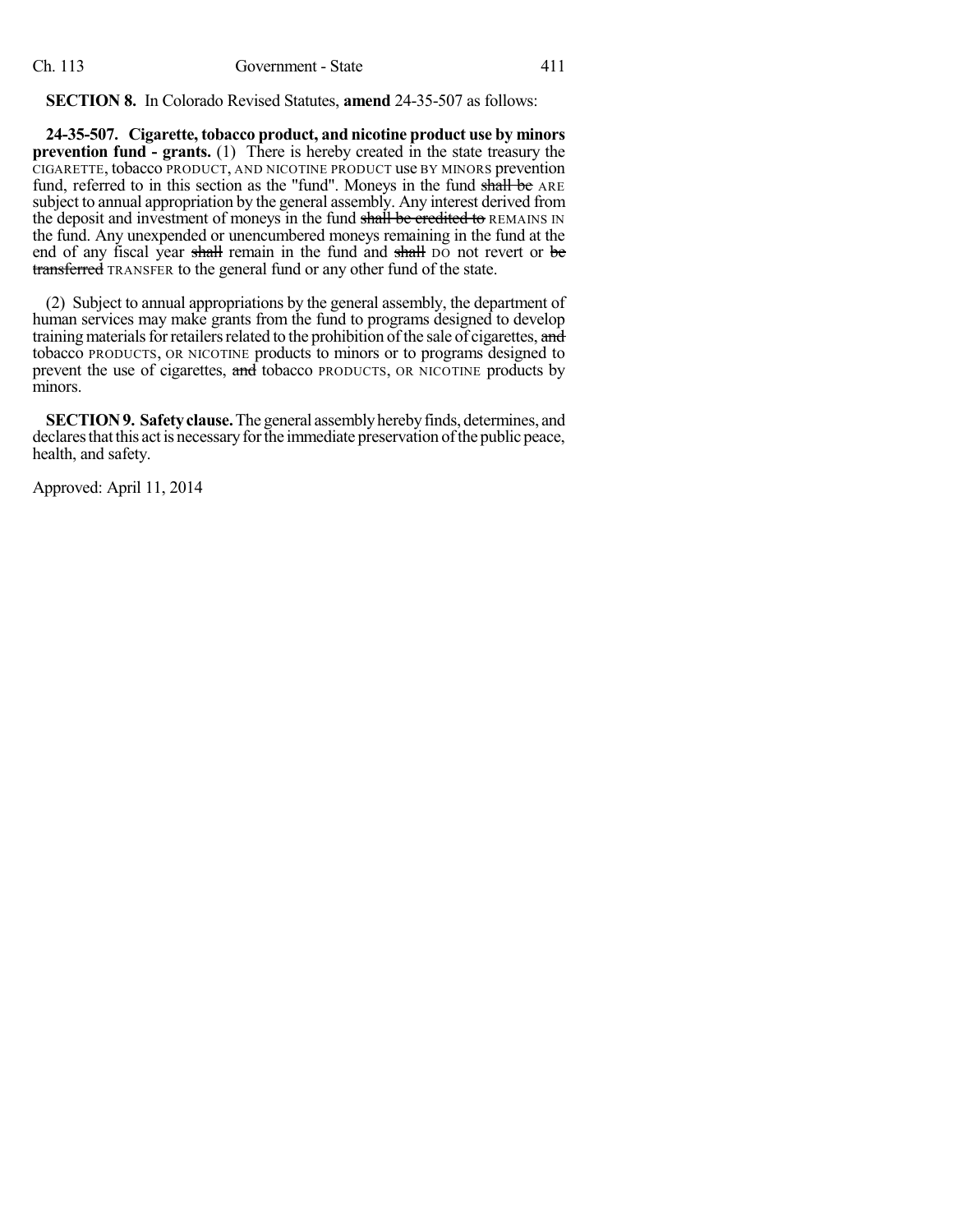**SECTION 8.** In Colorado Revised Statutes, **amend** 24-35-507 as follows:

**24-35-507. Cigarette, tobacco product, and nicotine product use by minors prevention fund - grants.** (1) There is hereby created in the state treasury the CIGARETTE, tobacco PRODUCT, AND NICOTINE PRODUCT use BY MINORS prevention fund, referred to in this section as the "fund". Moneys in the fund ~~shall be~~ ARE subject to annual appropriation by the general assembly. Any interest derived from the deposit and investment of moneys in the fund ~~shall be credited to~~ REMAINS IN the fund. Any unexpended or unencumbered moneys remaining in the fund at the end of any fiscal year ~~shall~~ remain in the fund and ~~shall~~ DO not revert or ~~be transferred~~ TRANSFER to the general fund or any other fund of the state.

(2) Subject to annual appropriations by the general assembly, the department of human services may make grants from the fund to programs designed to develop training materials for retailers related to the prohibition of the sale of cigarettes, ~~and~~ tobacco PRODUCTS, OR NICOTINE products to minors or to programs designed to prevent the use of cigarettes, ~~and~~ tobacco PRODUCTS, OR NICOTINE products by minors.

**SECTION 9. Safety clause.** The general assembly hereby finds, determines, and declares that this act is necessary for the immediate preservation of the public peace, health, and safety.

Approved: April 11, 2014